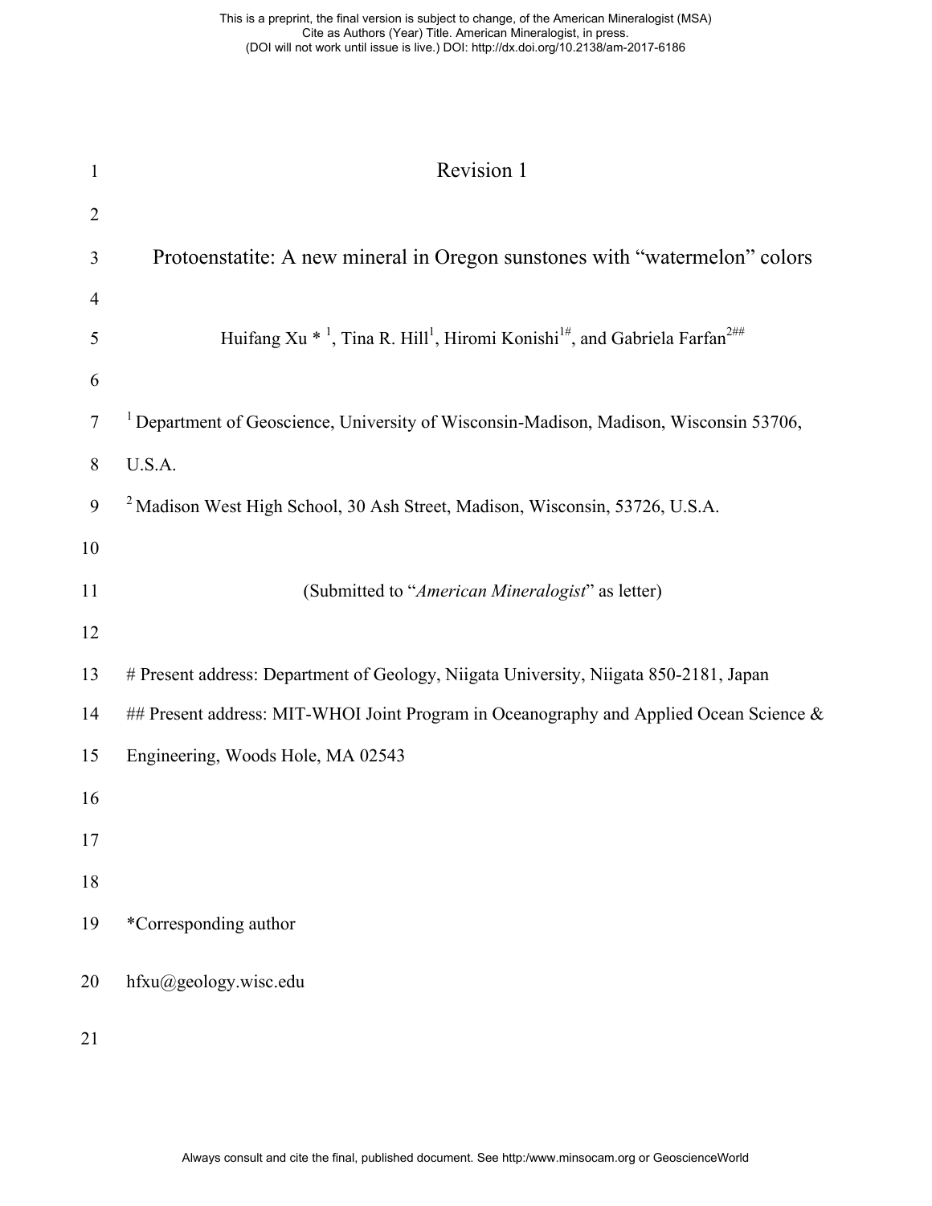Revision 1

# Protoenstatite: A new mineral in Oregon sunstones with "watermelon" colors

Huifang Xu *[1], Tina R. Hill[1], Hiromi Konishi[1#], and Gabriela Farfan[2##]

[1] Department of Geoscience, University of Wisconsin-Madison, Madison, Wisconsin 53706, U.S.A.

[2] Madison West High School, 30 Ash Street, Madison, Wisconsin, 53726, U.S.A.

(Submitted to "*American Mineralogist*" as letter)

# Present address: Department of Geology, Niigata University, Niigata 850-2181, Japan

## Present address: MIT-WHOI Joint Program in Oceanography and Applied Ocean Science & Engineering, Woods Hole, MA 02543

*Corresponding author

hfxu@geology.wisc.edu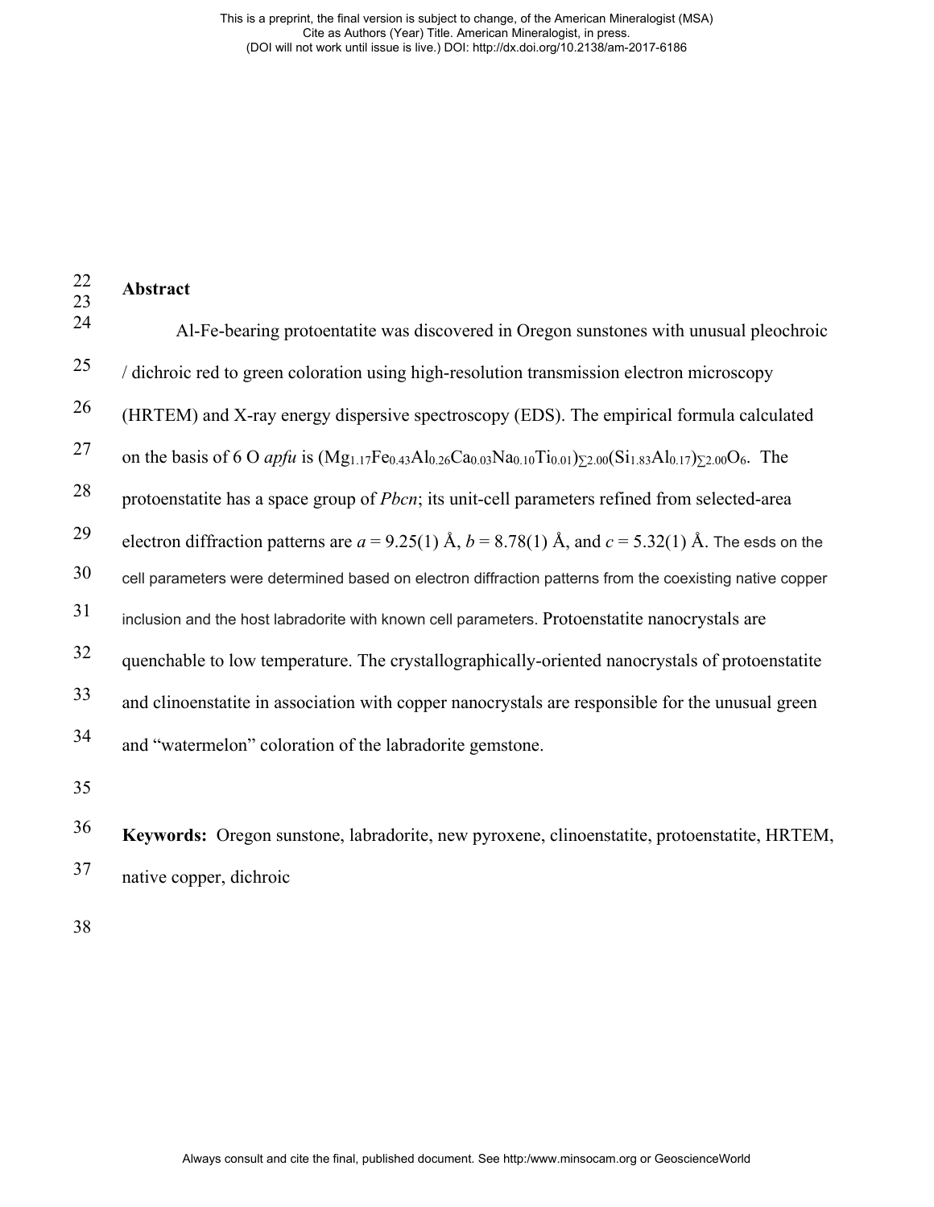## Abstract

Al-Fe-bearing protoentatite was discovered in Oregon sunstones with unusual pleochroic / dichroic red to green coloration using high-resolution transmission electron microscopy (HRTEM) and X-ray energy dispersive spectroscopy (EDS). The empirical formula calculated on the basis of 6 O *apfu* is $(Mg_{1.17}Fe_{0.43}Al_{0.26}Ca_{0.03}Na_{0.10}Ti_{0.01})_{\sum 2.00}(Si_{1.83}Al_{0.17})_{\sum 2.00}O_6$. The protoenstatite has a space group of *Pbcn*; its unit-cell parameters refined from selected-area electron diffraction patterns are $a$ = 9.25(1) Å, $b$ = 8.78(1) Å, and $c$ = 5.32(1) Å. The esds on the cell parameters were determined based on electron diffraction patterns from the coexisting native copper inclusion and the host labradorite with known cell parameters. Protoenstatite nanocrystals are quenchable to low temperature. The crystallographically-oriented nanocrystals of protoenstatite and clinoenstatite in association with copper nanocrystals are responsible for the unusual green and "watermelon" coloration of the labradorite gemstone.

**Keywords:** Oregon sunstone, labradorite, new pyroxene, clinoenstatite, protoenstatite, HRTEM, native copper, dichroic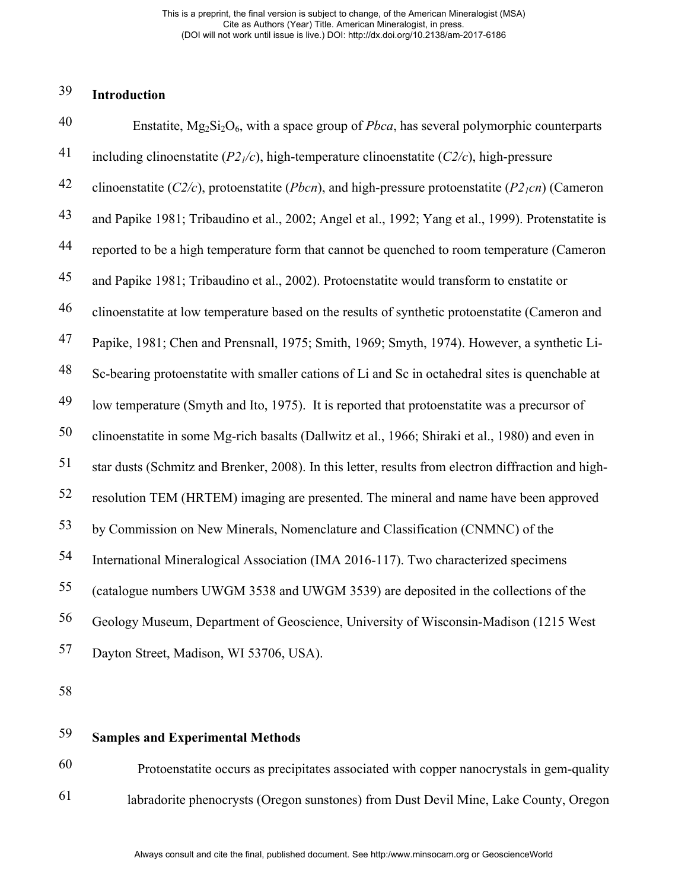## Introduction

Enstatite, $Mg_2Si_2O_6$, with a space group of *Pbca*, has several polymorphic counterparts including clinoenstatite ($P2_1/c$), high-temperature clinoenstatite (*C2/c*), high-pressure clinoenstatite (*C2/c*), protoenstatite (*Pbcn*), and high-pressure protoenstatite ($P2_1cn$) (Cameron and Papike 1981; Tribaudino et al., 2002; Angel et al., 1992; Yang et al., 1999). Protenstatite is reported to be a high temperature form that cannot be quenched to room temperature (Cameron and Papike 1981; Tribaudino et al., 2002). Protoenstatite would transform to enstatite or clinoenstatite at low temperature based on the results of synthetic protoenstatite (Cameron and Papike, 1981; Chen and Prensnall, 1975; Smith, 1969; Smyth, 1974). However, a synthetic Li-Sc-bearing protoenstatite with smaller cations of Li and Sc in octahedral sites is quenchable at low temperature (Smyth and Ito, 1975). It is reported that protoenstatite was a precursor of clinoenstatite in some Mg-rich basalts (Dallwitz et al., 1966; Shiraki et al., 1980) and even in star dusts (Schmitz and Brenker, 2008). In this letter, results from electron diffraction and high-resolution TEM (HRTEM) imaging are presented. The mineral and name have been approved by Commission on New Minerals, Nomenclature and Classification (CNMNC) of the International Mineralogical Association (IMA 2016-117). Two characterized specimens (catalogue numbers UWGM 3538 and UWGM 3539) are deposited in the collections of the Geology Museum, Department of Geoscience, University of Wisconsin-Madison (1215 West Dayton Street, Madison, WI 53706, USA).

## Samples and Experimental Methods

Protoenstatite occurs as precipitates associated with copper nanocrystals in gem-quality labradorite phenocrysts (Oregon sunstones) from Dust Devil Mine, Lake County, Oregon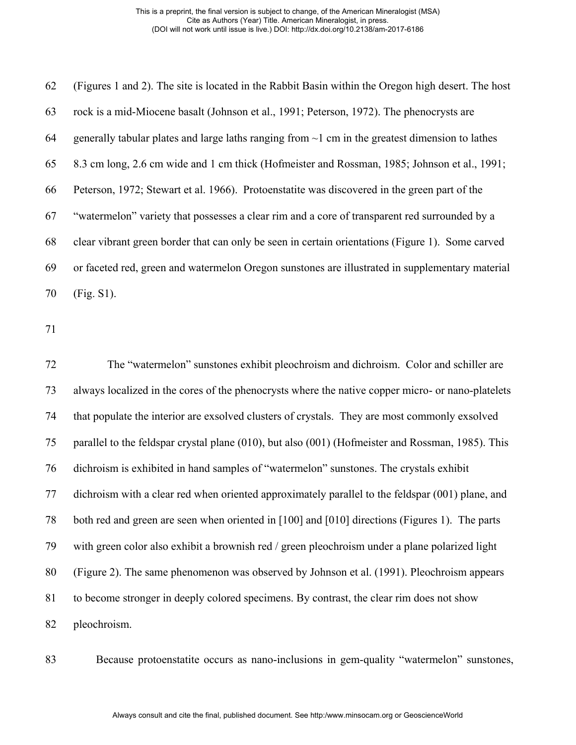(Figures 1 and 2). The site is located in the Rabbit Basin within the Oregon high desert. The host rock is a mid-Miocene basalt (Johnson et al., 1991; Peterson, 1972). The phenocrysts are generally tabular plates and large laths ranging from ~1 cm in the greatest dimension to lathes 8.3 cm long, 2.6 cm wide and 1 cm thick (Hofmeister and Rossman, 1985; Johnson et al., 1991; Peterson, 1972; Stewart et al. 1966). Protoenstatite was discovered in the green part of the "watermelon" variety that possesses a clear rim and a core of transparent red surrounded by a clear vibrant green border that can only be seen in certain orientations (Figure 1). Some carved or faceted red, green and watermelon Oregon sunstones are illustrated in supplementary material (Fig. S1).

The "watermelon" sunstones exhibit pleochroism and dichroism. Color and schiller are always localized in the cores of the phenocrysts where the native copper micro- or nano-platelets that populate the interior are exsolved clusters of crystals. They are most commonly exsolved parallel to the feldspar crystal plane (010), but also (001) (Hofmeister and Rossman, 1985). This dichroism is exhibited in hand samples of "watermelon" sunstones. The crystals exhibit dichroism with a clear red when oriented approximately parallel to the feldspar (001) plane, and both red and green are seen when oriented in [100] and [010] directions (Figures 1). The parts with green color also exhibit a brownish red / green pleochroism under a plane polarized light (Figure 2). The same phenomenon was observed by Johnson et al. (1991). Pleochroism appears to become stronger in deeply colored specimens. By contrast, the clear rim does not show pleochroism.

Because protoenstatite occurs as nano-inclusions in gem-quality "watermelon" sunstones,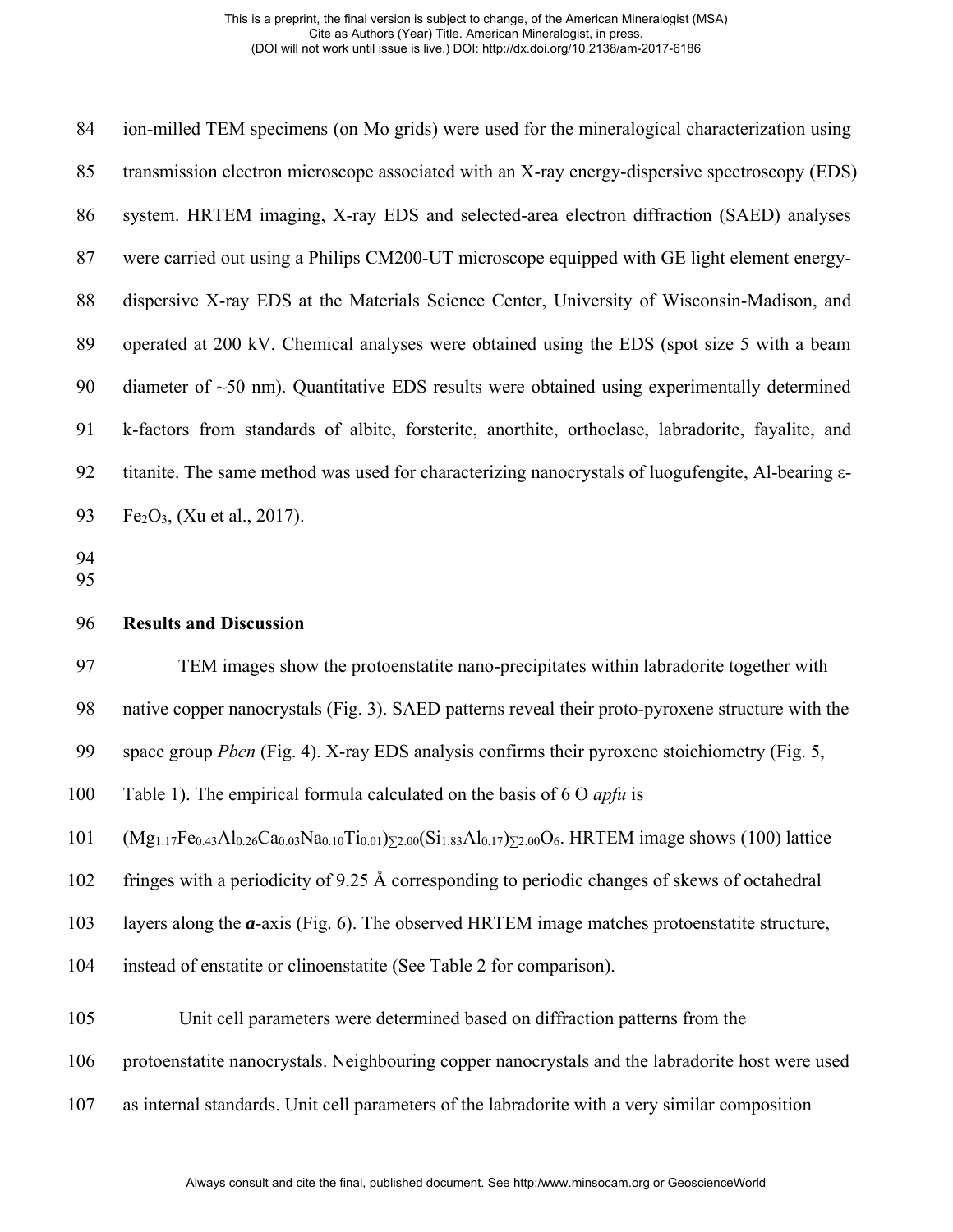ion-milled TEM specimens (on Mo grids) were used for the mineralogical characterization using transmission electron microscope associated with an X-ray energy-dispersive spectroscopy (EDS) system. HRTEM imaging, X-ray EDS and selected-area electron diffraction (SAED) analyses were carried out using a Philips CM200-UT microscope equipped with GE light element energy-dispersive X-ray EDS at the Materials Science Center, University of Wisconsin-Madison, and operated at 200 kV. Chemical analyses were obtained using the EDS (spot size 5 with a beam diameter of ~50 nm). Quantitative EDS results were obtained using experimentally determined k-factors from standards of albite, forsterite, anorthite, orthoclase, labradorite, fayalite, and titanite. The same method was used for characterizing nanocrystals of luogufengite, Al-bearing ε-$Fe_2O_3$, (Xu et al., 2017).

## Results and Discussion

TEM images show the protoenstatite nano-precipitates within labradorite together with native copper nanocrystals (Fig. 3). SAED patterns reveal their proto-pyroxene structure with the space group *Pbcn* (Fig. 4). X-ray EDS analysis confirms their pyroxene stoichiometry (Fig. 5, Table 1). The empirical formula calculated on the basis of 6 O *apfu* is $(Mg_{1.17}Fe_{0.43}Al_{0.26}Ca_{0.03}Na_{0.10}Ti_{0.01})_{\Sigma 2.00}(Si_{1.83}Al_{0.17})_{\Sigma 2.00}O_6$. HRTEM image shows (100) lattice fringes with a periodicity of 9.25 Å corresponding to periodic changes of skews of octahedral layers along the ***a***-axis (Fig. 6). The observed HRTEM image matches protoenstatite structure, instead of enstatite or clinoenstatite (See Table 2 for comparison).

Unit cell parameters were determined based on diffraction patterns from the protoenstatite nanocrystals. Neighbouring copper nanocrystals and the labradorite host were used as internal standards. Unit cell parameters of the labradorite with a very similar composition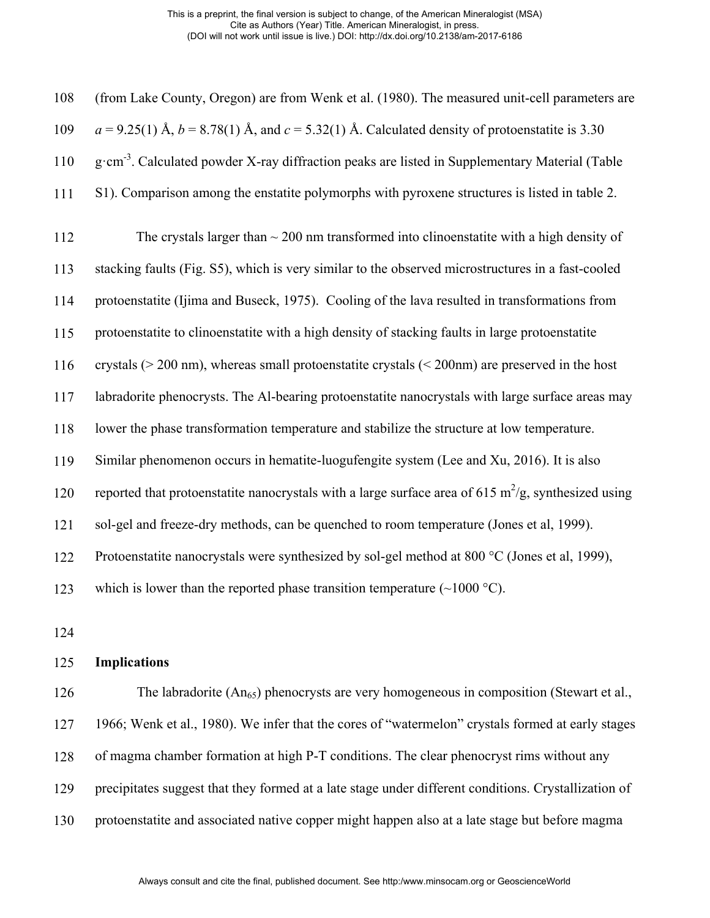(from Lake County, Oregon) are from Wenk et al. (1980). The measured unit-cell parameters are $a$ = 9.25(1) Å, $b$ = 8.78(1) Å, and $c$ = 5.32(1) Å. Calculated density of protoenstatite is 3.30 $g \cdot cm^{-3}$. Calculated powder X-ray diffraction peaks are listed in Supplementary Material (Table S1). Comparison among the enstatite polymorphs with pyroxene structures is listed in table 2.

The crystals larger than ~ 200 nm transformed into clinoenstatite with a high density of stacking faults (Fig. S5), which is very similar to the observed microstructures in a fast-cooled protoenstatite (Ijima and Buseck, 1975). Cooling of the lava resulted in transformations from protoenstatite to clinoenstatite with a high density of stacking faults in large protoenstatite crystals (> 200 nm), whereas small protoenstatite crystals (< 200nm) are preserved in the host labradorite phenocrysts. The Al-bearing protoenstatite nanocrystals with large surface areas may lower the phase transformation temperature and stabilize the structure at low temperature. Similar phenomenon occurs in hematite-luogufengite system (Lee and Xu, 2016). It is also reported that protoenstatite nanocrystals with a large surface area of 615 $m^2$/g, synthesized using sol-gel and freeze-dry methods, can be quenched to room temperature (Jones et al, 1999). Protoenstatite nanocrystals were synthesized by sol-gel method at 800 °C (Jones et al, 1999), which is lower than the reported phase transition temperature (~1000 °C).

## Implications

The labradorite ($An_{65}$) phenocrysts are very homogeneous in composition (Stewart et al., 1966; Wenk et al., 1980). We infer that the cores of "watermelon" crystals formed at early stages of magma chamber formation at high P-T conditions. The clear phenocryst rims without any precipitates suggest that they formed at a late stage under different conditions. Crystallization of protoenstatite and associated native copper might happen also at a late stage but before magma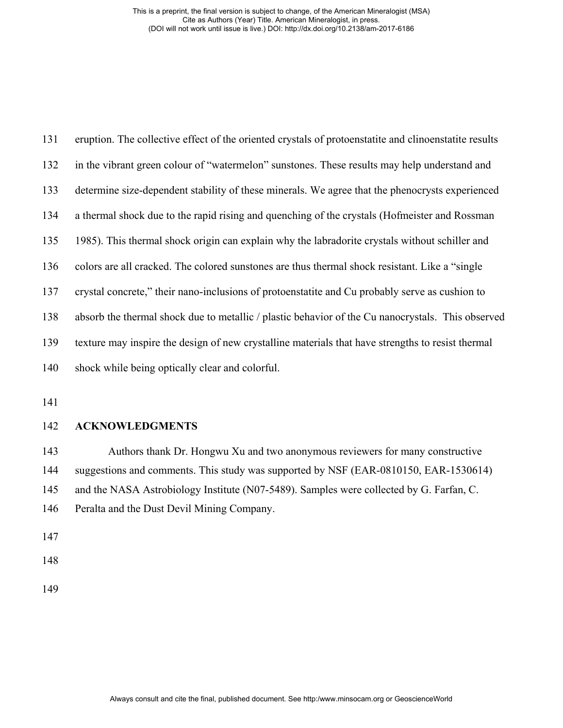eruption. The collective effect of the oriented crystals of protoenstatite and clinoenstatite results in the vibrant green colour of "watermelon" sunstones. These results may help understand and determine size-dependent stability of these minerals. We agree that the phenocrysts experienced a thermal shock due to the rapid rising and quenching of the crystals (Hofmeister and Rossman 1985). This thermal shock origin can explain why the labradorite crystals without schiller and colors are all cracked. The colored sunstones are thus thermal shock resistant. Like a "single crystal concrete," their nano-inclusions of protoenstatite and Cu probably serve as cushion to absorb the thermal shock due to metallic / plastic behavior of the Cu nanocrystals. This observed texture may inspire the design of new crystalline materials that have strengths to resist thermal shock while being optically clear and colorful.

## ACKNOWLEDGMENTS

Authors thank Dr. Hongwu Xu and two anonymous reviewers for many constructive suggestions and comments. This study was supported by NSF (EAR-0810150, EAR-1530614) and the NASA Astrobiology Institute (N07-5489). Samples were collected by G. Farfan, C. Peralta and the Dust Devil Mining Company.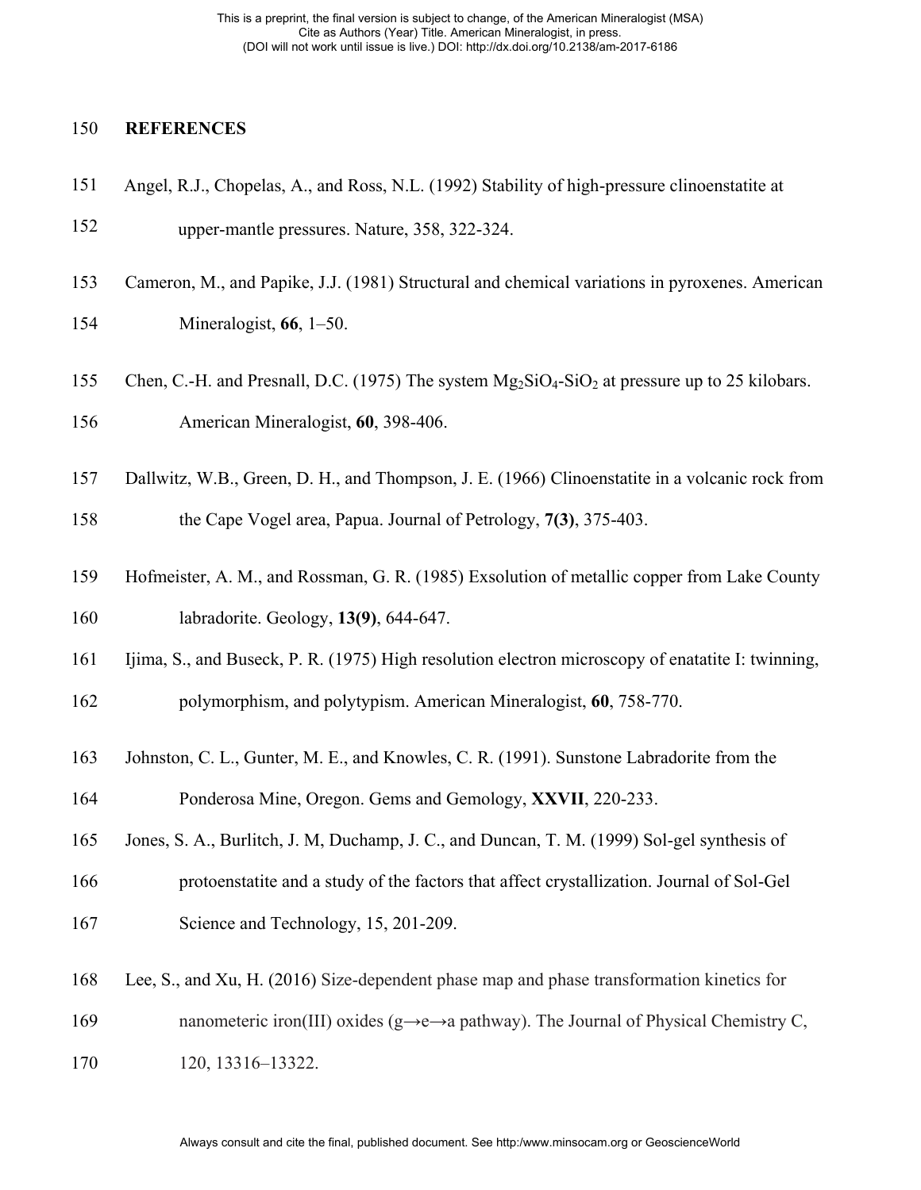## REFERENCES

Angel, R.J., Chopelas, A., and Ross, N.L. (1992) Stability of high-pressure clinoenstatite at upper-mantle pressures. Nature, 358, 322-324.

Cameron, M., and Papike, J.J. (1981) Structural and chemical variations in pyroxenes. American Mineralogist, **66**, 1–50.

Chen, C.-H. and Presnall, D.C. (1975) The system $Mg_2SiO_4$-$SiO_2$ at pressure up to 25 kilobars. American Mineralogist, **60**, 398-406.

Dallwitz, W.B., Green, D. H., and Thompson, J. E. (1966) Clinoenstatite in a volcanic rock from the Cape Vogel area, Papua. Journal of Petrology, **7(3)**, 375-403.

Hofmeister, A. M., and Rossman, G. R. (1985) Exsolution of metallic copper from Lake County labradorite. Geology, **13(9)**, 644-647.

Ijima, S., and Buseck, P. R. (1975) High resolution electron microscopy of enatatite I: twinning, polymorphism, and polytypism. American Mineralogist, **60**, 758-770.

Johnston, C. L., Gunter, M. E., and Knowles, C. R. (1991). Sunstone Labradorite from the Ponderosa Mine, Oregon. Gems and Gemology, **XXVII**, 220-233.

Jones, S. A., Burlitch, J. M, Duchamp, J. C., and Duncan, T. M. (1999) Sol-gel synthesis of protoenstatite and a study of the factors that affect crystallization. Journal of Sol-Gel Science and Technology, 15, 201-209.

Lee, S., and Xu, H. (2016) Size-dependent phase map and phase transformation kinetics for nanometeric iron(III) oxides (g→e→a pathway). The Journal of Physical Chemistry C, 120, 13316–13322.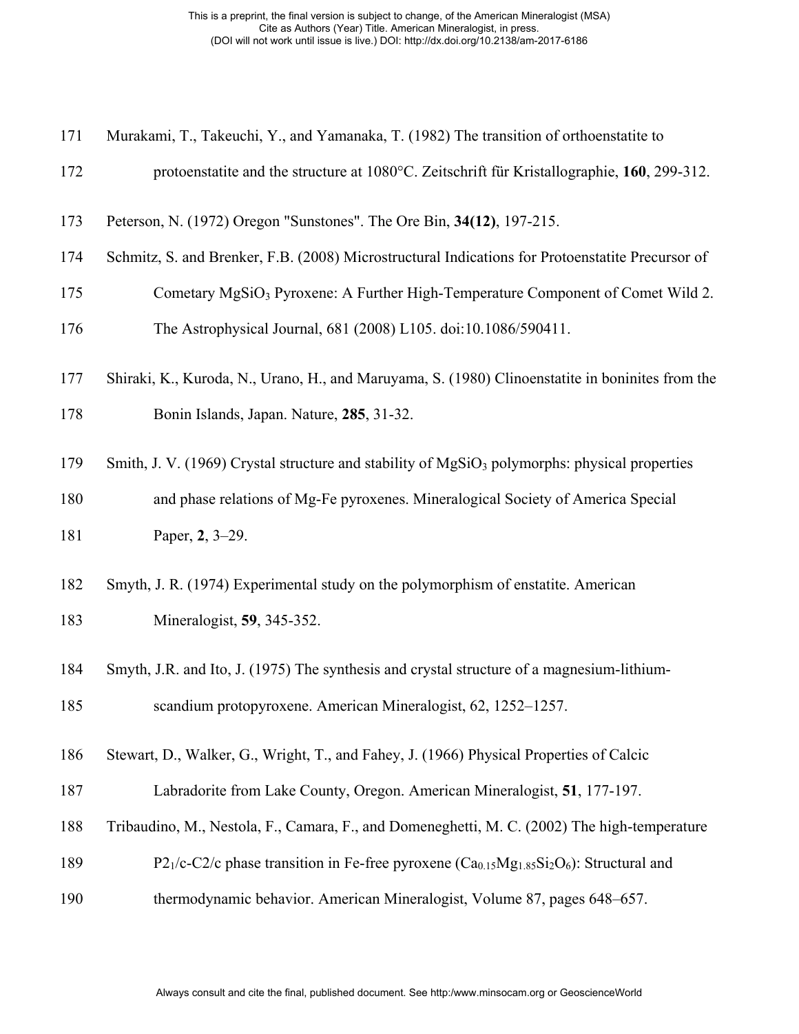Murakami, T., Takeuchi, Y., and Yamanaka, T. (1982) The transition of orthoenstatite to protoenstatite and the structure at 1080°C. Zeitschrift für Kristallographie, **160**, 299-312.

Peterson, N. (1972) Oregon "Sunstones". The Ore Bin, **34(12)**, 197-215.

Schmitz, S. and Brenker, F.B. (2008) Microstructural Indications for Protoenstatite Precursor of Cometary $MgSiO_3$ Pyroxene: A Further High-Temperature Component of Comet Wild 2. The Astrophysical Journal, 681 (2008) L105. doi:10.1086/590411.

Shiraki, K., Kuroda, N., Urano, H., and Maruyama, S. (1980) Clinoenstatite in boninites from the Bonin Islands, Japan. Nature, **285**, 31-32.

Smith, J. V. (1969) Crystal structure and stability of $MgSiO_3$ polymorphs: physical properties and phase relations of Mg-Fe pyroxenes. Mineralogical Society of America Special Paper, **2**, 3–29.

Smyth, J. R. (1974) Experimental study on the polymorphism of enstatite. American Mineralogist, **59**, 345-352.

Smyth, J.R. and Ito, J. (1975) The synthesis and crystal structure of a magnesium-lithium-scandium protopyroxene. American Mineralogist, 62, 1252–1257.

Stewart, D., Walker, G., Wright, T., and Fahey, J. (1966) Physical Properties of Calcic Labradorite from Lake County, Oregon. American Mineralogist, **51**, 177-197.

Tribaudino, M., Nestola, F., Camara, F., and Domeneghetti, M. C. (2002) The high-temperature $P2_1/c$-$C2/c$ phase transition in Fe-free pyroxene ($Ca_{0.15}Mg_{1.85}Si_2O_6$): Structural and thermodynamic behavior. American Mineralogist, Volume 87, pages 648–657.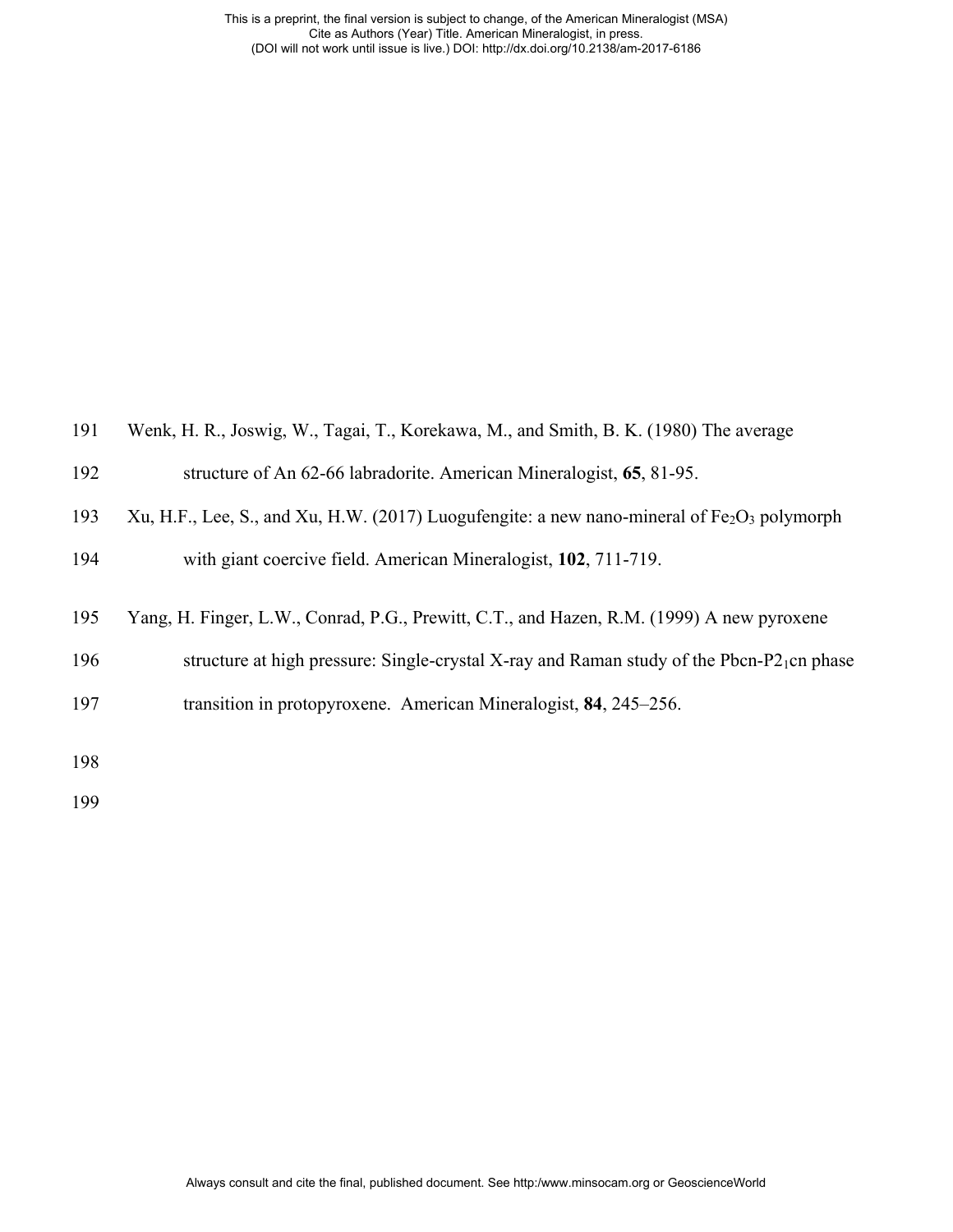Wenk, H. R., Joswig, W., Tagai, T., Korekawa, M., and Smith, B. K. (1980) The average structure of An 62-66 labradorite. American Mineralogist, **65**, 81-95.

Xu, H.F., Lee, S., and Xu, H.W. (2017) Luogufengite: a new nano-mineral of $Fe_2O_3$ polymorph with giant coercive field. American Mineralogist, **102**, 711-719.

Yang, H. Finger, L.W., Conrad, P.G., Prewitt, C.T., and Hazen, R.M. (1999) A new pyroxene structure at high pressure: Single-crystal X-ray and Raman study of the Pbcn-$P2_1cn$ phase transition in protopyroxene. American Mineralogist, **84**, 245–256.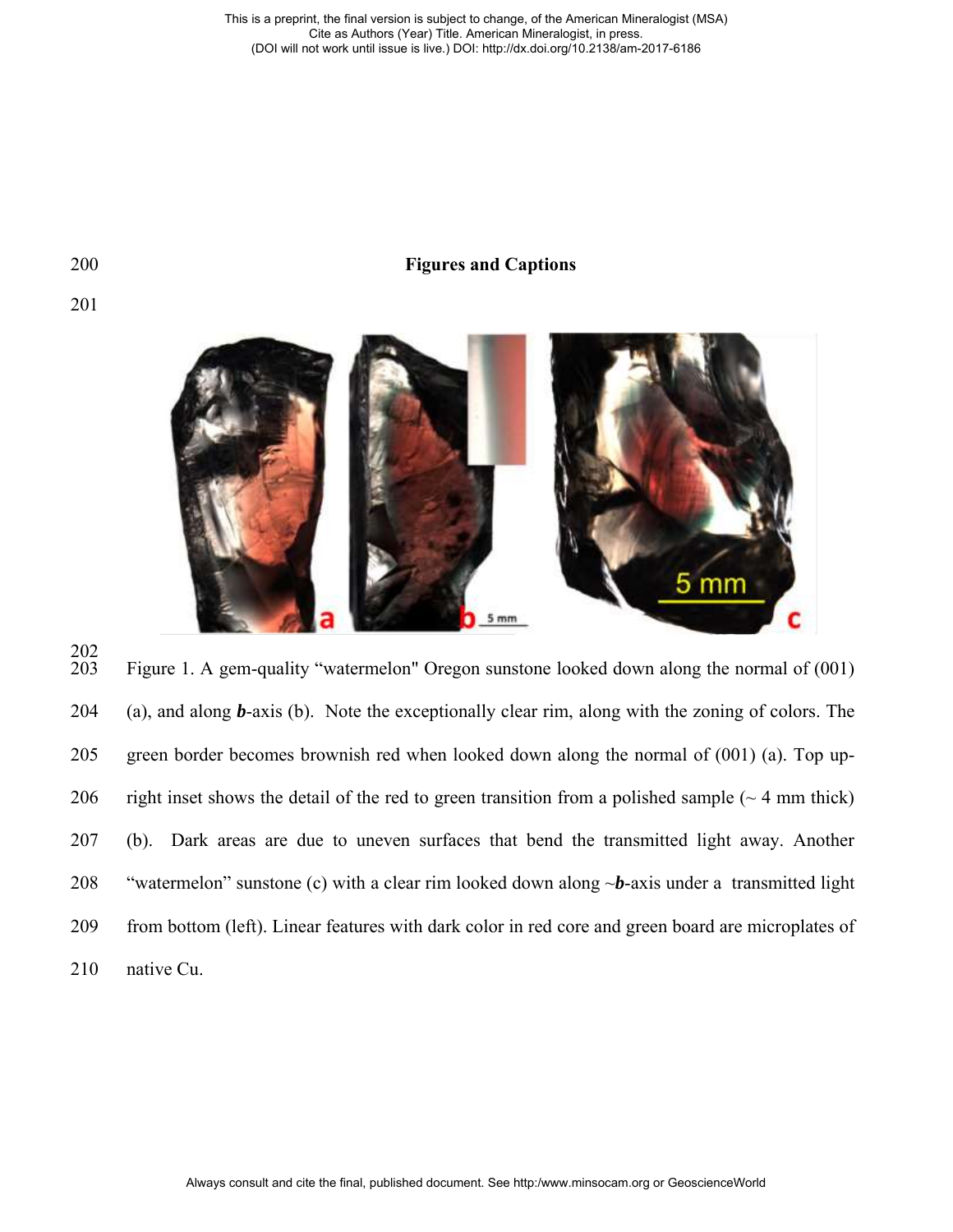## Figures and Captions

Figure 1. A gem-quality “watermelon" Oregon sunstone looked down along the normal of (001) (a), and along ***b***-axis (b). Note the exceptionally clear rim, along with the zoning of colors. The green border becomes brownish red when looked down along the normal of (001) (a). Top up-right inset shows the detail of the red to green transition from a polished sample (~ 4 mm thick) (b). Dark areas are due to uneven surfaces that bend the transmitted light away. Another “watermelon” sunstone (c) with a clear rim looked down along ~***b***-axis under a transmitted light from bottom (left). Linear features with dark color in red core and green board are microplates of native Cu.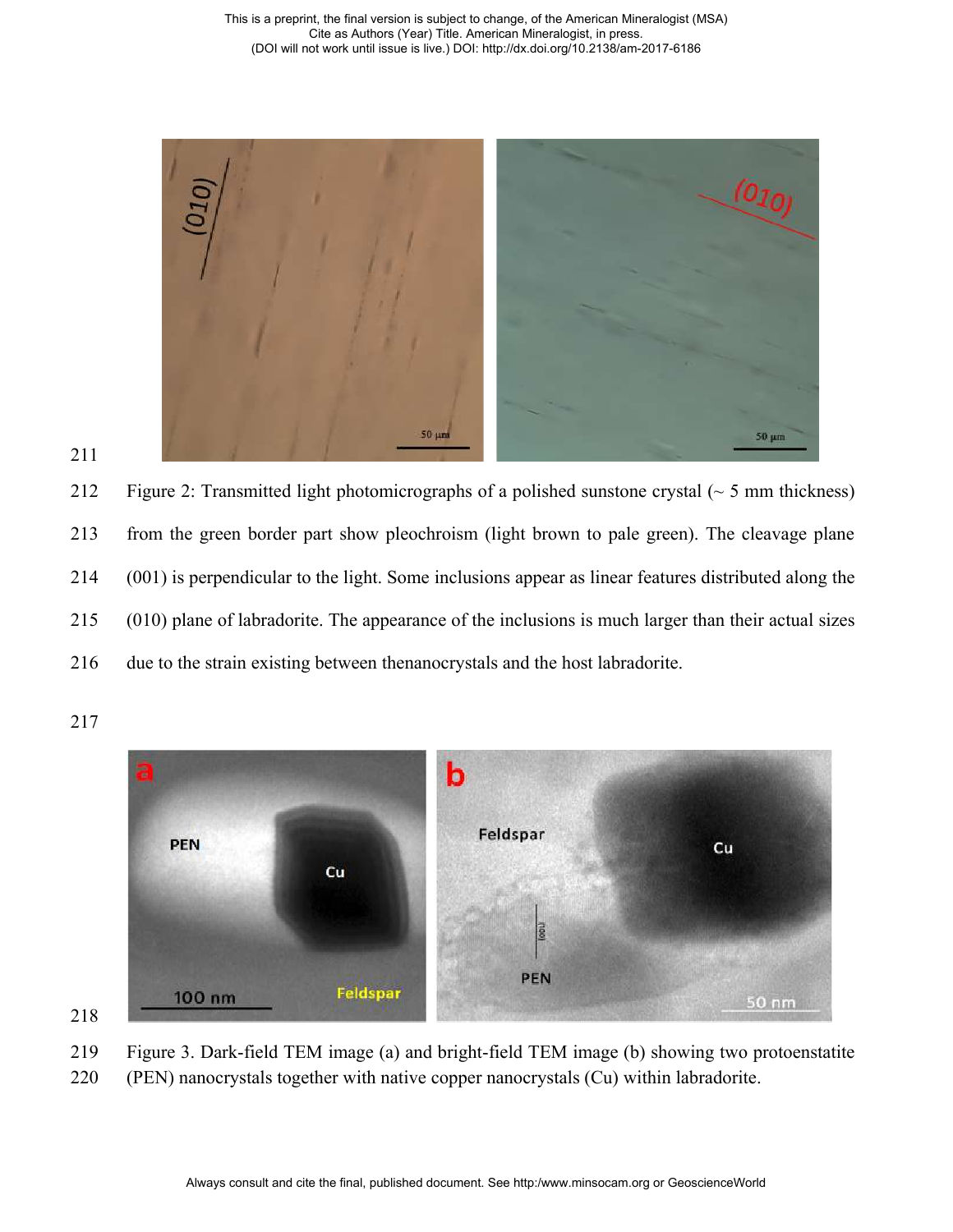Figure 2: Transmitted light photomicrographs of a polished sunstone crystal (~ 5 mm thickness) from the green border part show pleochroism (light brown to pale green). The cleavage plane (001) is perpendicular to the light. Some inclusions appear as linear features distributed along the (010) plane of labradorite. The appearance of the inclusions is much larger than their actual sizes due to the strain existing between thenanocrystals and the host labradorite.

Figure 3. Dark-field TEM image (a) and bright-field TEM image (b) showing two protoenstatite (PEN) nanocrystals together with native copper nanocrystals (Cu) within labradorite.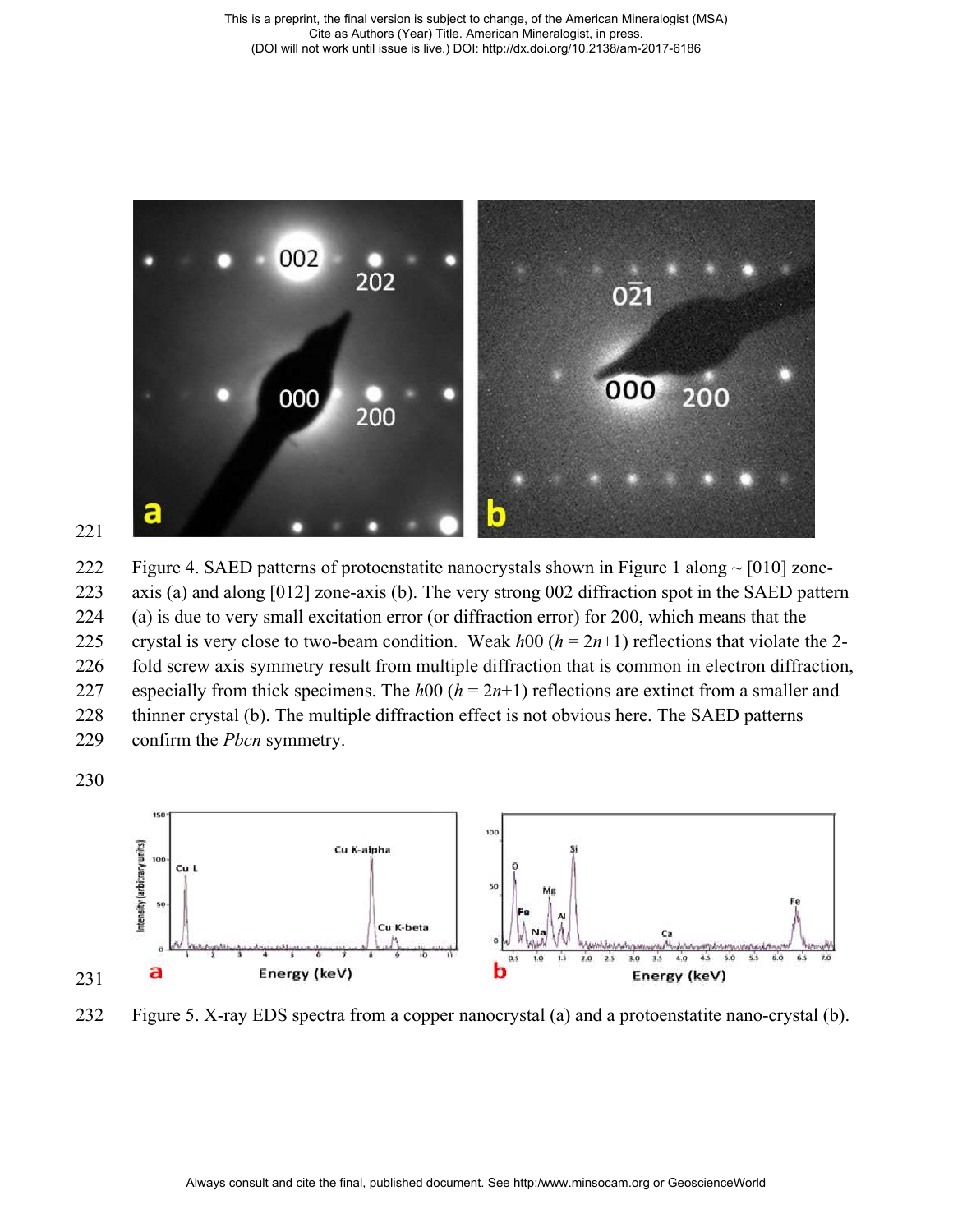Figure 4. SAED patterns of protoenstatite nanocrystals shown in Figure 1 along ~ [010] zone-axis (a) and along [012] zone-axis (b). The very strong 002 diffraction spot in the SAED pattern (a) is due to very small excitation error (or diffraction error) for 200, which means that the crystal is very close to two-beam condition. Weak $h00$ ($h = 2n+1$) reflections that violate the 2-fold screw axis symmetry result from multiple diffraction that is common in electron diffraction, especially from thick specimens. The $h00$ ($h = 2n+1$) reflections are extinct from a smaller and thinner crystal (b). The multiple diffraction effect is not obvious here. The SAED patterns confirm the *Pbcn* symmetry.

Figure 5. X-ray EDS spectra from a copper nanocrystal (a) and a protoenstatite nano-crystal (b).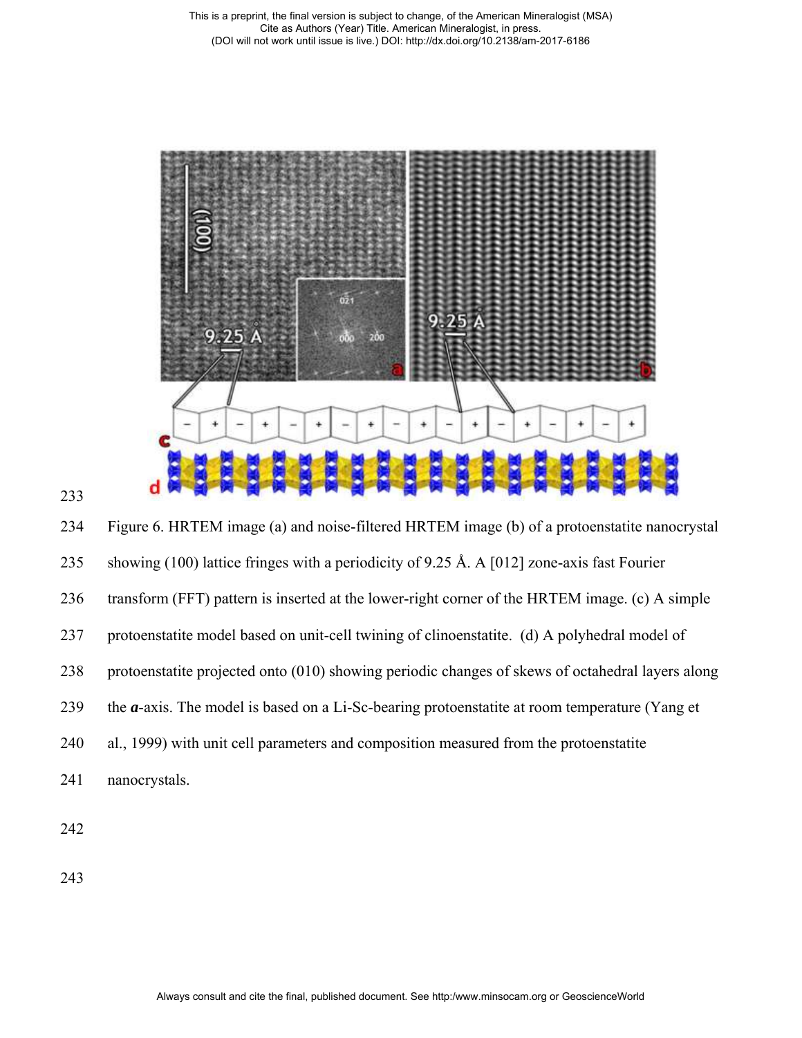Figure 6. HRTEM image (a) and noise-filtered HRTEM image (b) of a protoenstatite nanocrystal showing (100) lattice fringes with a periodicity of 9.25 Å. A [012] zone-axis fast Fourier transform (FFT) pattern is inserted at the lower-right corner of the HRTEM image. (c) A simple protoenstatite model based on unit-cell twining of clinoenstatite. (d) A polyhedral model of protoenstatite projected onto (010) showing periodic changes of skews of octahedral layers along the ***a***-axis. The model is based on a Li-Sc-bearing protoenstatite at room temperature (Yang et al., 1999) with unit cell parameters and composition measured from the protoenstatite nanocrystals.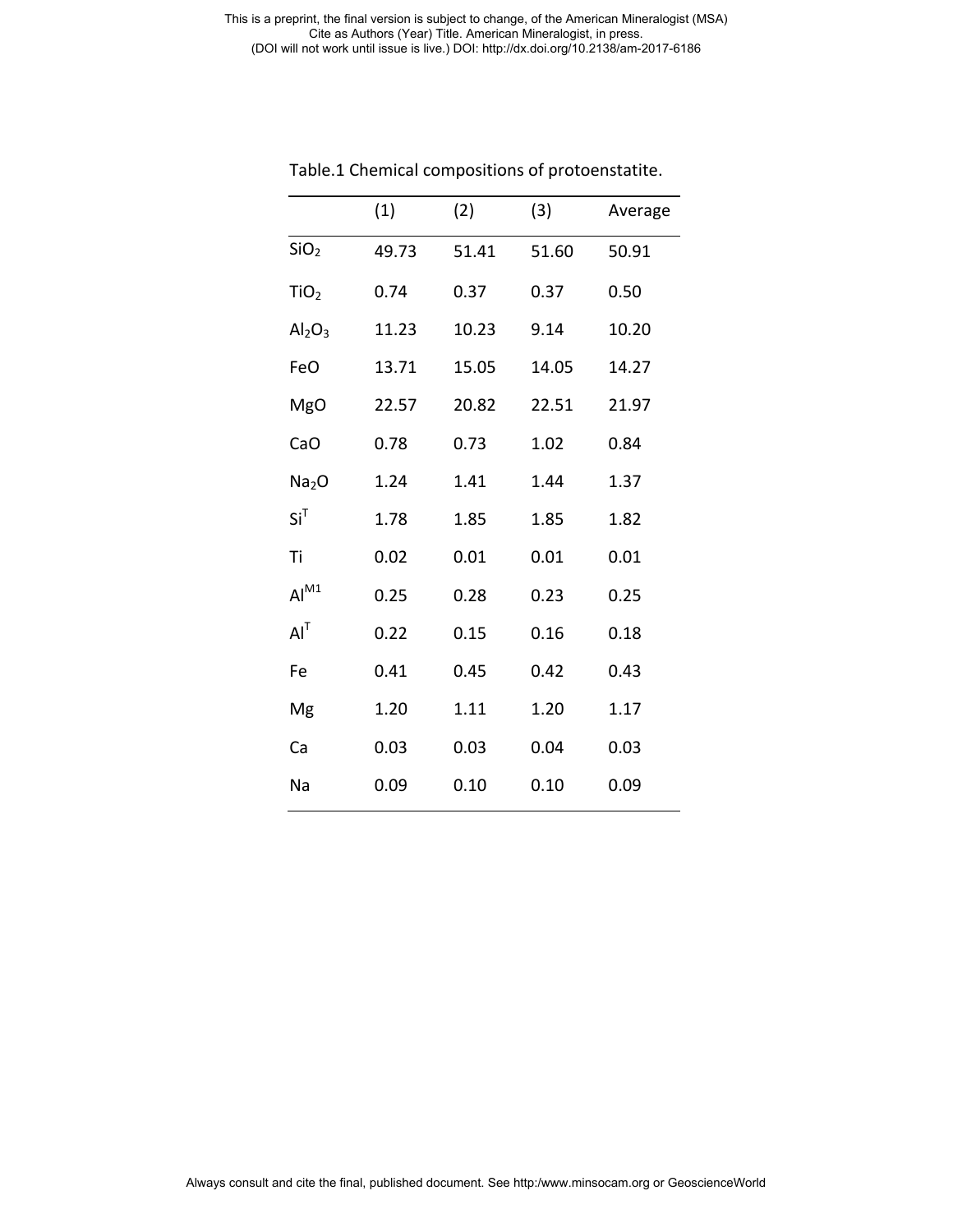Table.1 Chemical compositions of protoenstatite.

| | (1) | (2) | (3) | Average |
|---|---|---|---|---|
| $SiO_2$ | 49.73 | 51.41 | 51.60 | 50.91 |
| $TiO_2$ | 0.74 | 0.37 | 0.37 | 0.50 |
| $Al_2O_3$ | 11.23 | 10.23 | 9.14 | 10.20 |
| FeO | 13.71 | 15.05 | 14.05 | 14.27 |
| MgO | 22.57 | 20.82 | 22.51 | 21.97 |
| CaO | 0.78 | 0.73 | 1.02 | 0.84 |
| $Na_2O$ | 1.24 | 1.41 | 1.44 | 1.37 |
| $Si^T$ | 1.78 | 1.85 | 1.85 | 1.82 |
| Ti | 0.02 | 0.01 | 0.01 | 0.01 |
| $Al^{M1}$ | 0.25 | 0.28 | 0.23 | 0.25 |
| $Al^T$ | 0.22 | 0.15 | 0.16 | 0.18 |
| Fe | 0.41 | 0.45 | 0.42 | 0.43 |
| Mg | 1.20 | 1.11 | 1.20 | 1.17 |
| Ca | 0.03 | 0.03 | 0.04 | 0.03 |
| Na | 0.09 | 0.10 | 0.10 | 0.09 |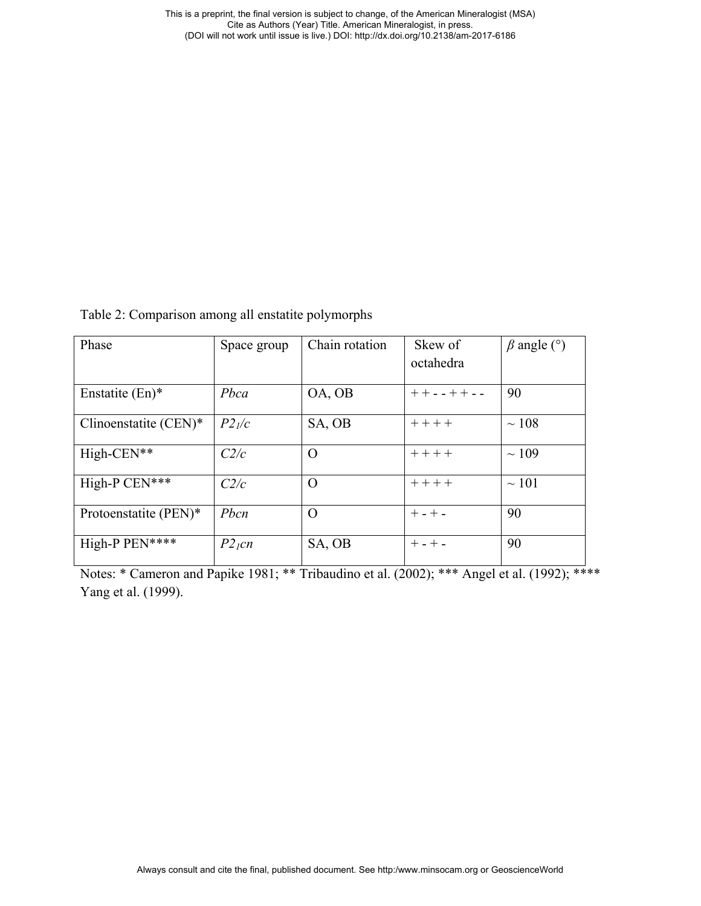Table 2: Comparison among all enstatite polymorphs

| Phase | Space group | Chain rotation | Skew of octahedra | *β* angle (°) |
|---|---|---|---|---|
| Enstatite (En)* | *Pbca* | OA, OB | + + - - + + - - | 90 |
| Clinoenstatite (CEN)* | $P2_1/c$ | SA, OB | + + + + | ~ 108 |
| High-CEN** | *C2/c* | O | + + + + | ~ 109 |
| High-P CEN*** | *C2/c* | O | + + + + | ~ 101 |
| Protoenstatite (PEN)* | *Pbcn* | O | + - + - | 90 |
| High-P PEN**** | $P2_1cn$ | SA, OB | + - + - | 90 |

Notes: * Cameron and Papike 1981; ** Tribaudino et al. (2002); *** Angel et al. (1992); **** Yang et al. (1999).